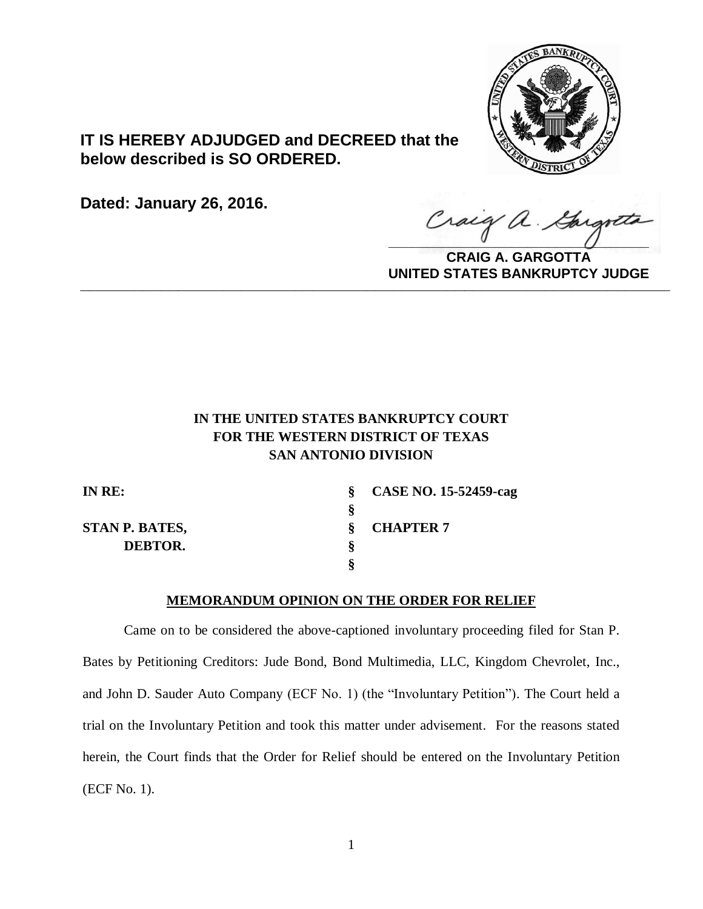**IT IS HEREBY ADJUDGED and DECREED that the below described is SO ORDERED.**

**Dated: January 26, 2016.**

**CRAIG A. GARGOTTA**
**UNITED STATES BANKRUPTCY JUDGE**

---

**IN THE UNITED STATES BANKRUPTCY COURT**
**FOR THE WESTERN DISTRICT OF TEXAS**
**SAN ANTONIO DIVISION**

| | | |
|---|---|---|
| **IN RE:** | **§** | **CASE NO. 15-52459-cag** |
| | **§** | |
| **STAN P. BATES,** | **§** | **CHAPTER 7** |
| **DEBTOR.** | **§** | |
| | **§** | |

**MEMORANDUM OPINION ON THE ORDER FOR RELIEF**

Came on to be considered the above-captioned involuntary proceeding filed for Stan P. Bates by Petitioning Creditors: Jude Bond, Bond Multimedia, LLC, Kingdom Chevrolet, Inc., and John D. Sauder Auto Company (ECF No. 1) (the "Involuntary Petition"). The Court held a trial on the Involuntary Petition and took this matter under advisement. For the reasons stated herein, the Court finds that the Order for Relief should be entered on the Involuntary Petition (ECF No. 1).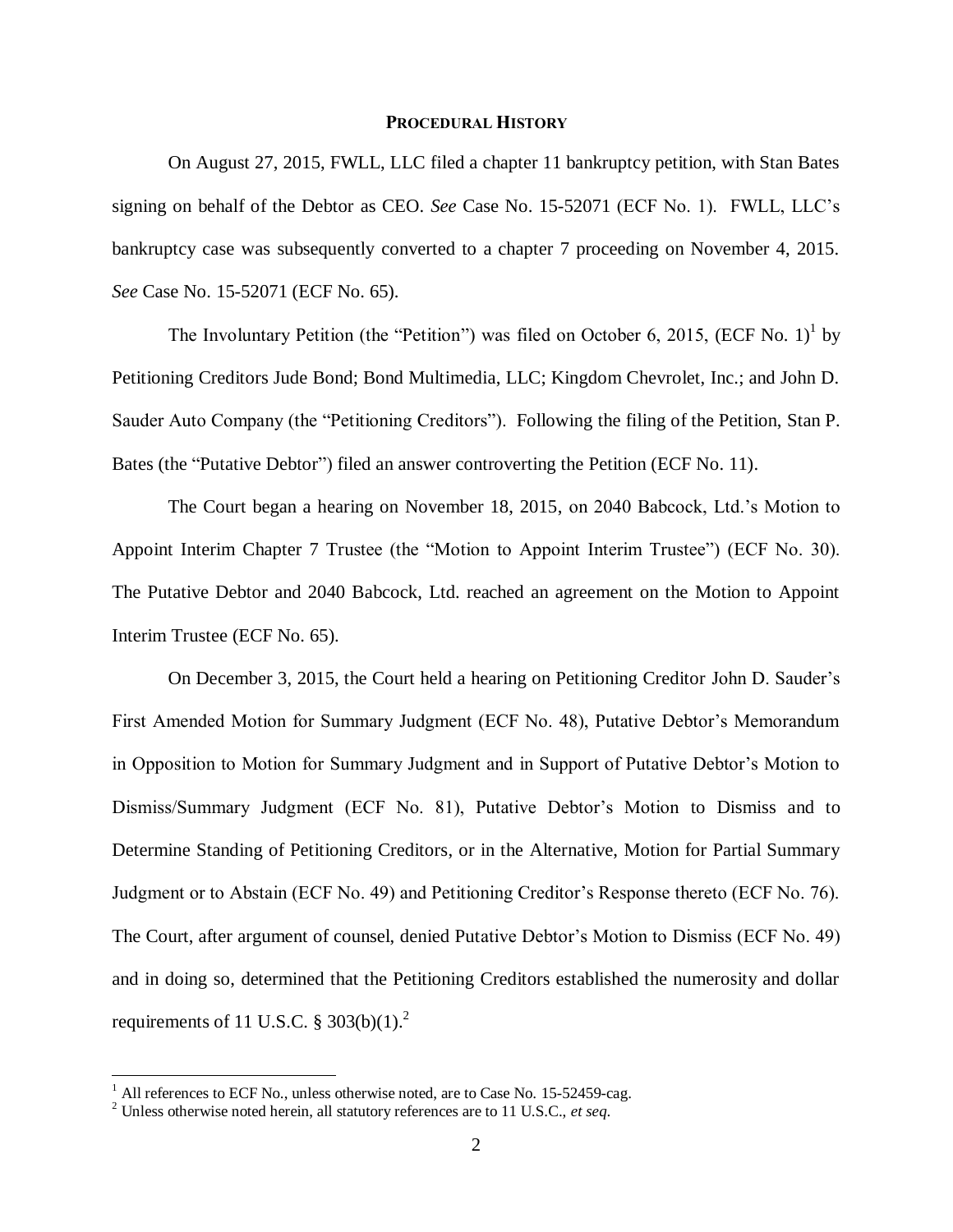## PROCEDURAL HISTORY

On August 27, 2015, FWLL, LLC filed a chapter 11 bankruptcy petition, with Stan Bates signing on behalf of the Debtor as CEO. *See* Case No. 15-52071 (ECF No. 1). FWLL, LLC's bankruptcy case was subsequently converted to a chapter 7 proceeding on November 4, 2015. *See* Case No. 15-52071 (ECF No. 65).

The Involuntary Petition (the "Petition") was filed on October 6, 2015, (ECF No. 1)[1] by Petitioning Creditors Jude Bond; Bond Multimedia, LLC; Kingdom Chevrolet, Inc.; and John D. Sauder Auto Company (the "Petitioning Creditors"). Following the filing of the Petition, Stan P. Bates (the "Putative Debtor") filed an answer controverting the Petition (ECF No. 11).

The Court began a hearing on November 18, 2015, on 2040 Babcock, Ltd.'s Motion to Appoint Interim Chapter 7 Trustee (the "Motion to Appoint Interim Trustee") (ECF No. 30). The Putative Debtor and 2040 Babcock, Ltd. reached an agreement on the Motion to Appoint Interim Trustee (ECF No. 65).

On December 3, 2015, the Court held a hearing on Petitioning Creditor John D. Sauder's First Amended Motion for Summary Judgment (ECF No. 48), Putative Debtor's Memorandum in Opposition to Motion for Summary Judgment and in Support of Putative Debtor's Motion to Dismiss/Summary Judgment (ECF No. 81), Putative Debtor's Motion to Dismiss and to Determine Standing of Petitioning Creditors, or in the Alternative, Motion for Partial Summary Judgment or to Abstain (ECF No. 49) and Petitioning Creditor's Response thereto (ECF No. 76). The Court, after argument of counsel, denied Putative Debtor's Motion to Dismiss (ECF No. 49) and in doing so, determined that the Petitioning Creditors established the numerosity and dollar requirements of 11 U.S.C. § 303(b)(1).[2]

---

[1] All references to ECF No., unless otherwise noted, are to Case No. 15-52459-cag.

[2] Unless otherwise noted herein, all statutory references are to 11 U.S.C., *et seq*.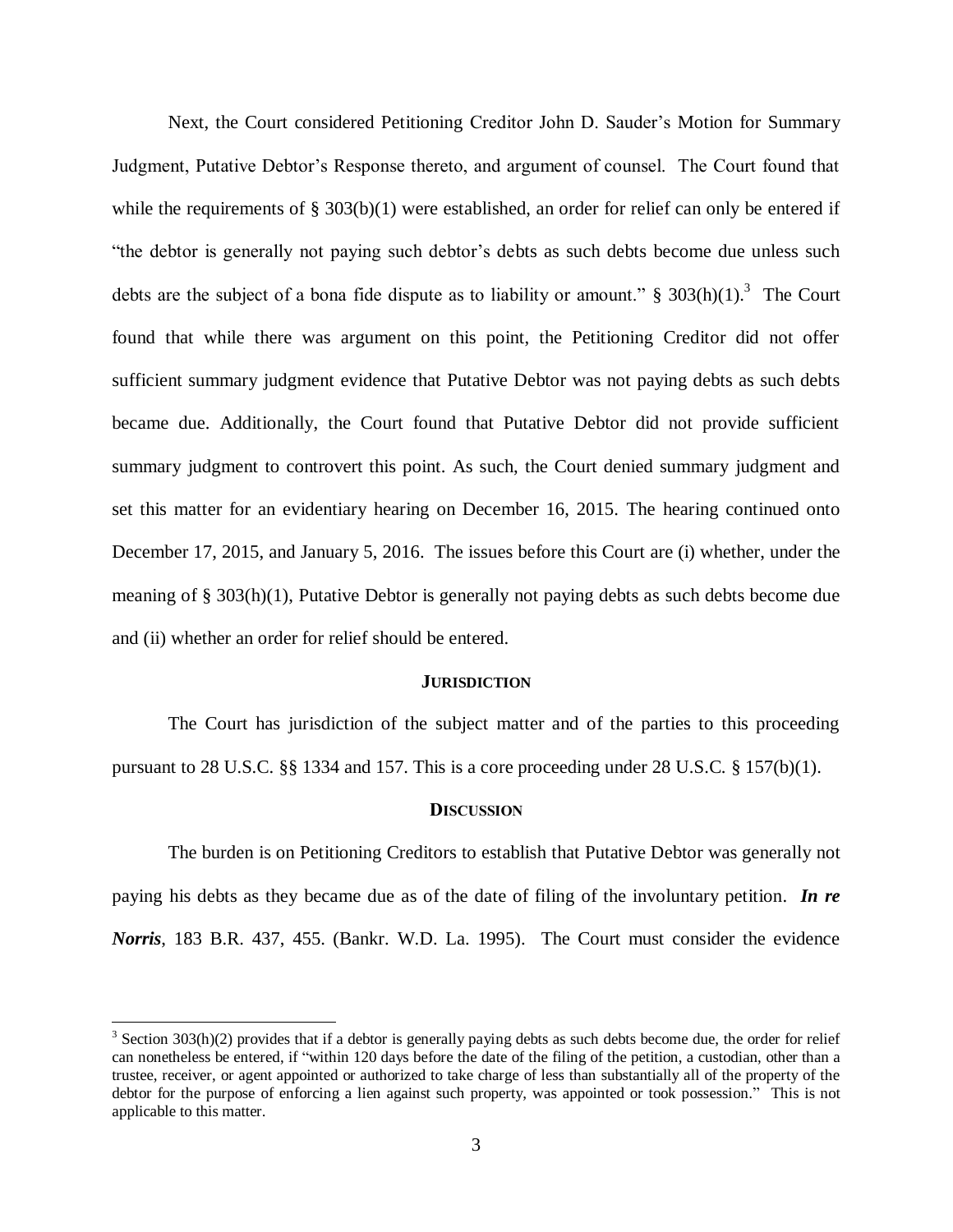Next, the Court considered Petitioning Creditor John D. Sauder's Motion for Summary Judgment, Putative Debtor's Response thereto, and argument of counsel. The Court found that while the requirements of § 303(b)(1) were established, an order for relief can only be entered if "the debtor is generally not paying such debtor's debts as such debts become due unless such debts are the subject of a bona fide dispute as to liability or amount." § 303(h)(1).[3] The Court found that while there was argument on this point, the Petitioning Creditor did not offer sufficient summary judgment evidence that Putative Debtor was not paying debts as such debts became due. Additionally, the Court found that Putative Debtor did not provide sufficient summary judgment to controvert this point. As such, the Court denied summary judgment and set this matter for an evidentiary hearing on December 16, 2015. The hearing continued onto December 17, 2015, and January 5, 2016. The issues before this Court are (i) whether, under the meaning of § 303(h)(1), Putative Debtor is generally not paying debts as such debts become due and (ii) whether an order for relief should be entered.

## JURISDICTION

The Court has jurisdiction of the subject matter and of the parties to this proceeding pursuant to 28 U.S.C. §§ 1334 and 157. This is a core proceeding under 28 U.S.C. § 157(b)(1).

## DISCUSSION

The burden is on Petitioning Creditors to establish that Putative Debtor was generally not paying his debts as they became due as of the date of filing of the involuntary petition. ***In re Norris***, 183 B.R. 437, 455. (Bankr. W.D. La. 1995). The Court must consider the evidence

---

[3] Section 303(h)(2) provides that if a debtor is generally paying debts as such debts become due, the order for relief can nonetheless be entered, if "within 120 days before the date of the filing of the petition, a custodian, other than a trustee, receiver, or agent appointed or authorized to take charge of less than substantially all of the property of the debtor for the purpose of enforcing a lien against such property, was appointed or took possession." This is not applicable to this matter.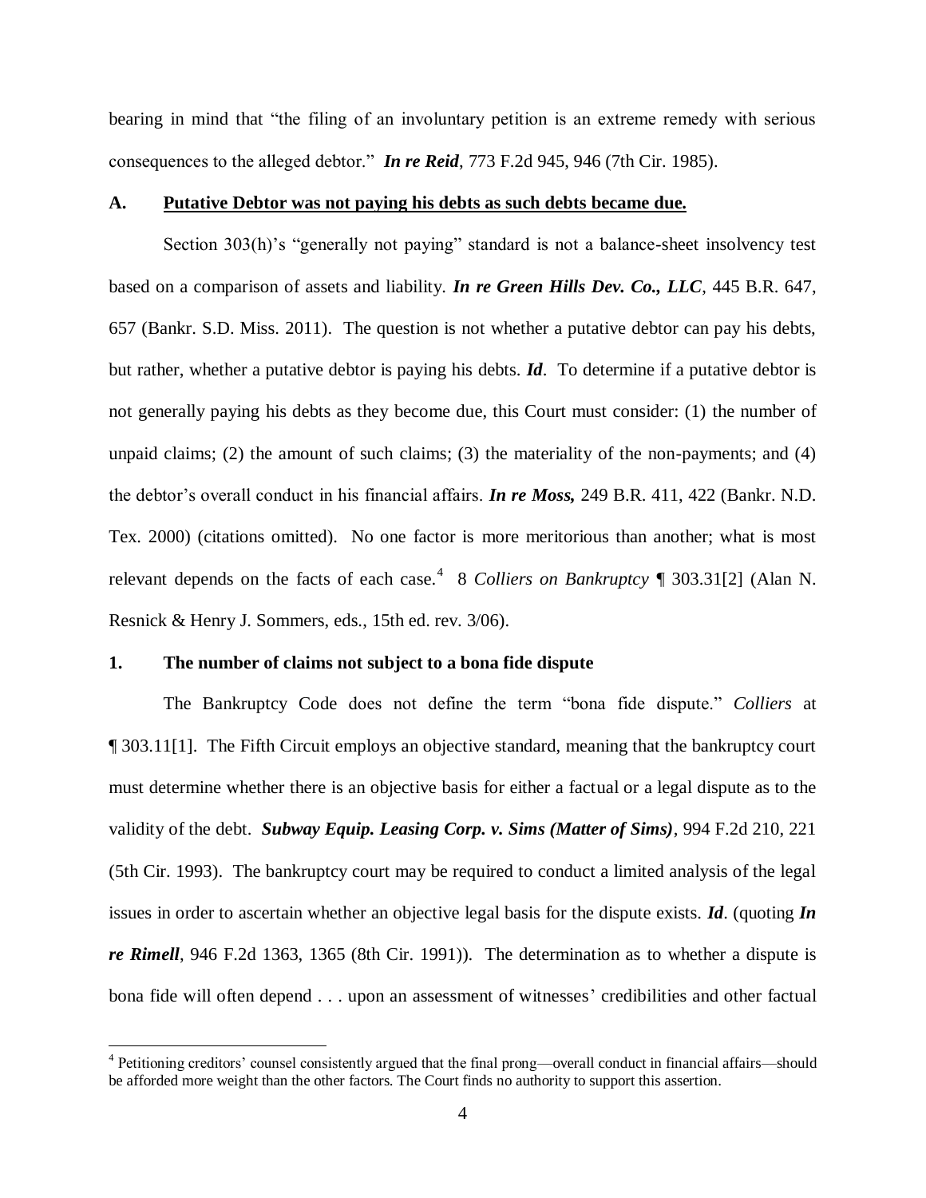bearing in mind that "the filing of an involuntary petition is an extreme remedy with serious consequences to the alleged debtor." ***In re Reid***, 773 F.2d 945, 946 (7th Cir. 1985).

**A. Putative Debtor was not paying his debts as such debts became due.**

Section 303(h)'s "generally not paying" standard is not a balance-sheet insolvency test based on a comparison of assets and liability. ***In re Green Hills Dev. Co., LLC***, 445 B.R. 647, 657 (Bankr. S.D. Miss. 2011). The question is not whether a putative debtor can pay his debts, but rather, whether a putative debtor is paying his debts. ***Id***. To determine if a putative debtor is not generally paying his debts as they become due, this Court must consider: (1) the number of unpaid claims; (2) the amount of such claims; (3) the materiality of the non-payments; and (4) the debtor's overall conduct in his financial affairs. ***In re Moss,*** 249 B.R. 411, 422 (Bankr. N.D. Tex. 2000) (citations omitted). No one factor is more meritorious than another; what is most relevant depends on the facts of each case.[4] 8 *Colliers on Bankruptcy* ¶ 303.31[2] (Alan N. Resnick & Henry J. Sommers, eds., 15th ed. rev. 3/06).

**1. The number of claims not subject to a bona fide dispute**

The Bankruptcy Code does not define the term "bona fide dispute." *Colliers* at ¶ 303.11[1]. The Fifth Circuit employs an objective standard, meaning that the bankruptcy court must determine whether there is an objective basis for either a factual or a legal dispute as to the validity of the debt. ***Subway Equip. Leasing Corp. v. Sims (Matter of Sims)***, 994 F.2d 210, 221 (5th Cir. 1993). The bankruptcy court may be required to conduct a limited analysis of the legal issues in order to ascertain whether an objective legal basis for the dispute exists. ***Id***. (quoting ***In re Rimell***, 946 F.2d 1363, 1365 (8th Cir. 1991)). The determination as to whether a dispute is bona fide will often depend . . . upon an assessment of witnesses' credibilities and other factual

[4] Petitioning creditors' counsel consistently argued that the final prong—overall conduct in financial affairs—should be afforded more weight than the other factors. The Court finds no authority to support this assertion.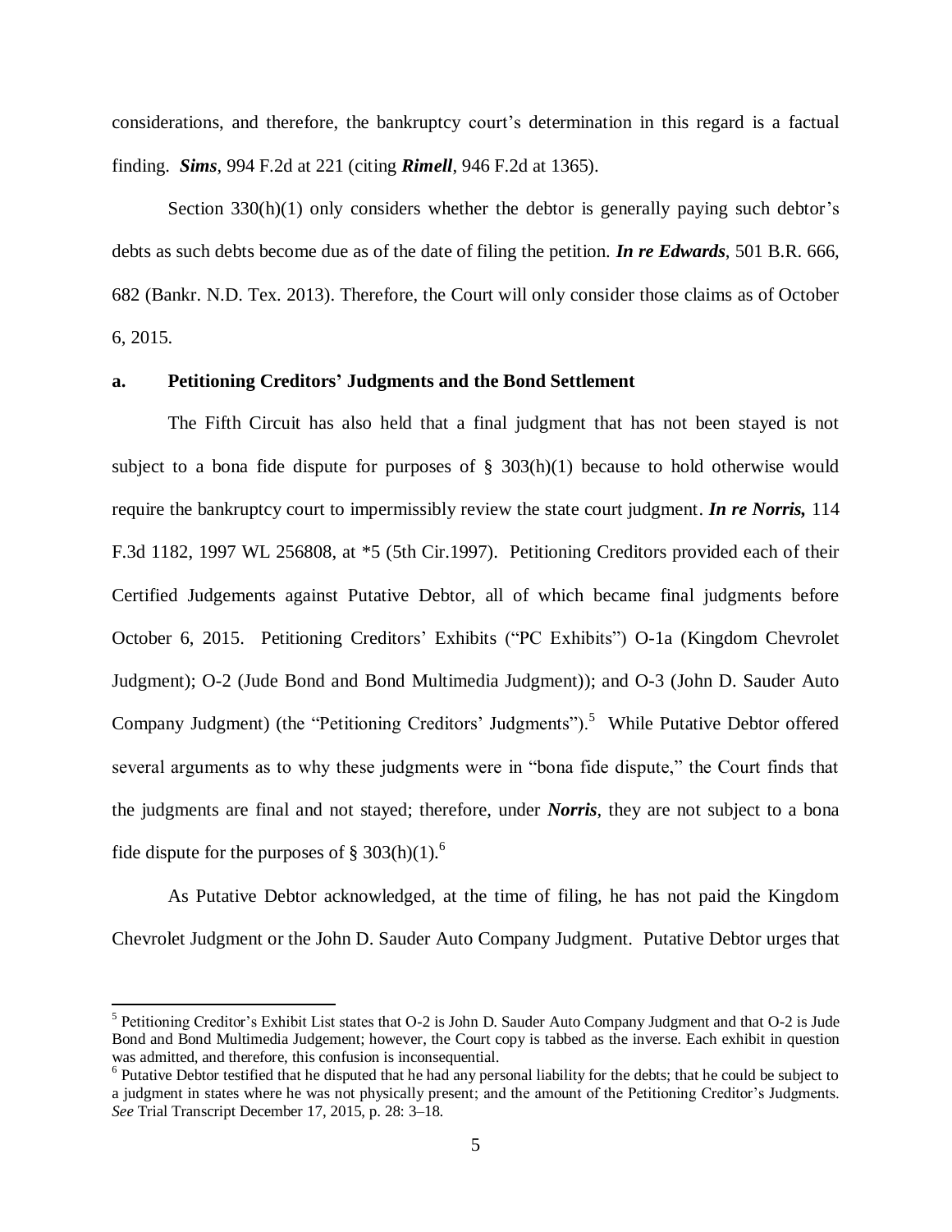considerations, and therefore, the bankruptcy court's determination in this regard is a factual finding. ***Sims***, 994 F.2d at 221 (citing ***Rimell***, 946 F.2d at 1365).

Section 330(h)(1) only considers whether the debtor is generally paying such debtor's debts as such debts become due as of the date of filing the petition. ***In re Edwards***, 501 B.R. 666, 682 (Bankr. N.D. Tex. 2013). Therefore, the Court will only consider those claims as of October 6, 2015.

**a. Petitioning Creditors' Judgments and the Bond Settlement**

The Fifth Circuit has also held that a final judgment that has not been stayed is not subject to a bona fide dispute for purposes of § 303(h)(1) because to hold otherwise would require the bankruptcy court to impermissibly review the state court judgment. ***In re Norris,*** 114 F.3d 1182, 1997 WL 256808, at *5 (5th Cir.1997). Petitioning Creditors provided each of their Certified Judgements against Putative Debtor, all of which became final judgments before October 6, 2015. Petitioning Creditors' Exhibits ("PC Exhibits") O-1a (Kingdom Chevrolet Judgment); O-2 (Jude Bond and Bond Multimedia Judgment)); and O-3 (John D. Sauder Auto Company Judgment) (the "Petitioning Creditors' Judgments").[5] While Putative Debtor offered several arguments as to why these judgments were in "bona fide dispute," the Court finds that the judgments are final and not stayed; therefore, under ***Norris***, they are not subject to a bona fide dispute for the purposes of § 303(h)(1).[6]

As Putative Debtor acknowledged, at the time of filing, he has not paid the Kingdom Chevrolet Judgment or the John D. Sauder Auto Company Judgment. Putative Debtor urges that

---

[5] Petitioning Creditor's Exhibit List states that O-2 is John D. Sauder Auto Company Judgment and that O-2 is Jude Bond and Bond Multimedia Judgement; however, the Court copy is tabbed as the inverse. Each exhibit in question was admitted, and therefore, this confusion is inconsequential.

[6] Putative Debtor testified that he disputed that he had any personal liability for the debts; that he could be subject to a judgment in states where he was not physically present; and the amount of the Petitioning Creditor's Judgments. *See* Trial Transcript December 17, 2015, p. 28: 3–18.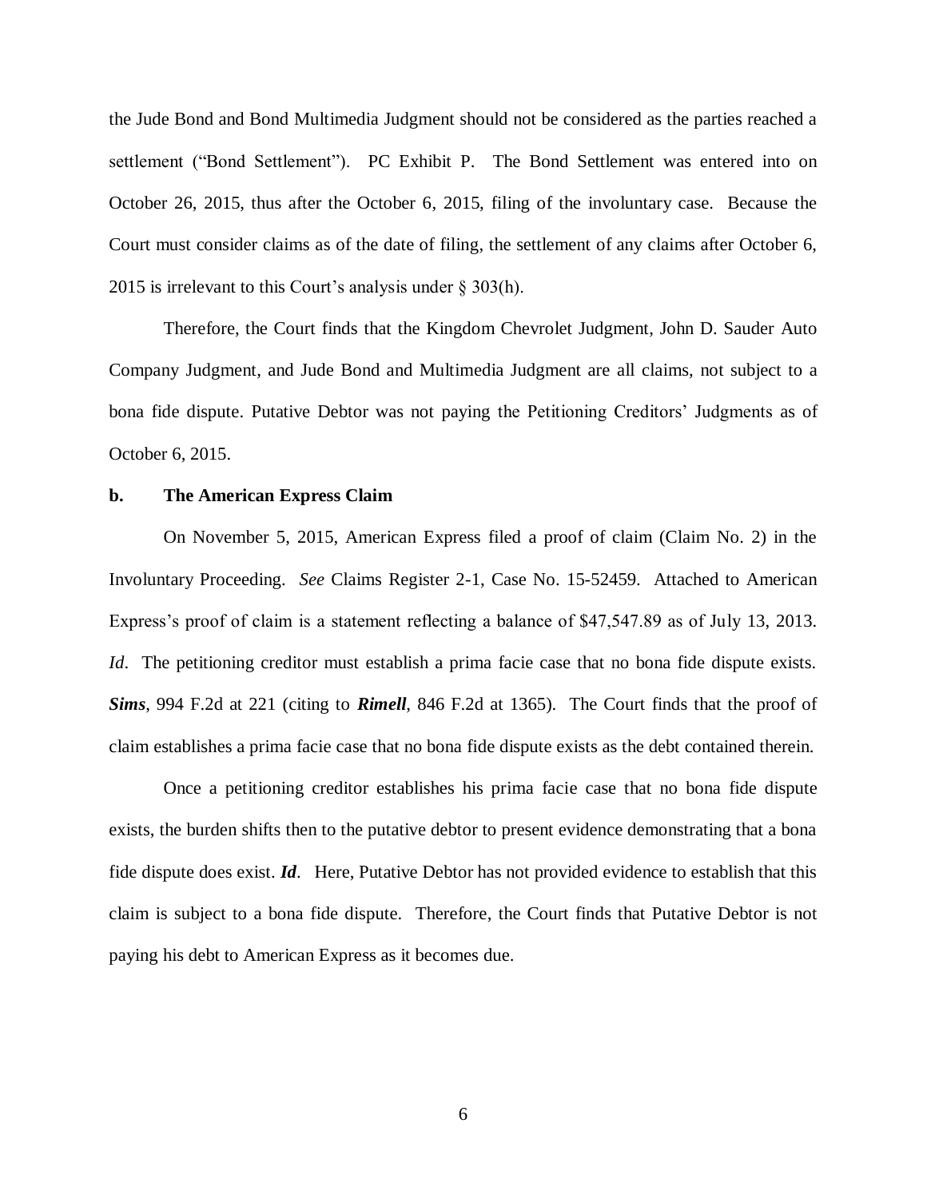the Jude Bond and Bond Multimedia Judgment should not be considered as the parties reached a settlement ("Bond Settlement"). PC Exhibit P. The Bond Settlement was entered into on October 26, 2015, thus after the October 6, 2015, filing of the involuntary case. Because the Court must consider claims as of the date of filing, the settlement of any claims after October 6, 2015 is irrelevant to this Court's analysis under § 303(h).

Therefore, the Court finds that the Kingdom Chevrolet Judgment, John D. Sauder Auto Company Judgment, and Jude Bond and Multimedia Judgment are all claims, not subject to a bona fide dispute. Putative Debtor was not paying the Petitioning Creditors' Judgments as of October 6, 2015.

**b. The American Express Claim**

On November 5, 2015, American Express filed a proof of claim (Claim No. 2) in the Involuntary Proceeding. *See* Claims Register 2-1, Case No. 15-52459. Attached to American Express's proof of claim is a statement reflecting a balance of $47,547.89 as of July 13, 2013. *Id*. The petitioning creditor must establish a prima facie case that no bona fide dispute exists. ***Sims***, 994 F.2d at 221 (citing to ***Rimell***, 846 F.2d at 1365). The Court finds that the proof of claim establishes a prima facie case that no bona fide dispute exists as the debt contained therein.

Once a petitioning creditor establishes his prima facie case that no bona fide dispute exists, the burden shifts then to the putative debtor to present evidence demonstrating that a bona fide dispute does exist. ***Id***. Here, Putative Debtor has not provided evidence to establish that this claim is subject to a bona fide dispute. Therefore, the Court finds that Putative Debtor is not paying his debt to American Express as it becomes due.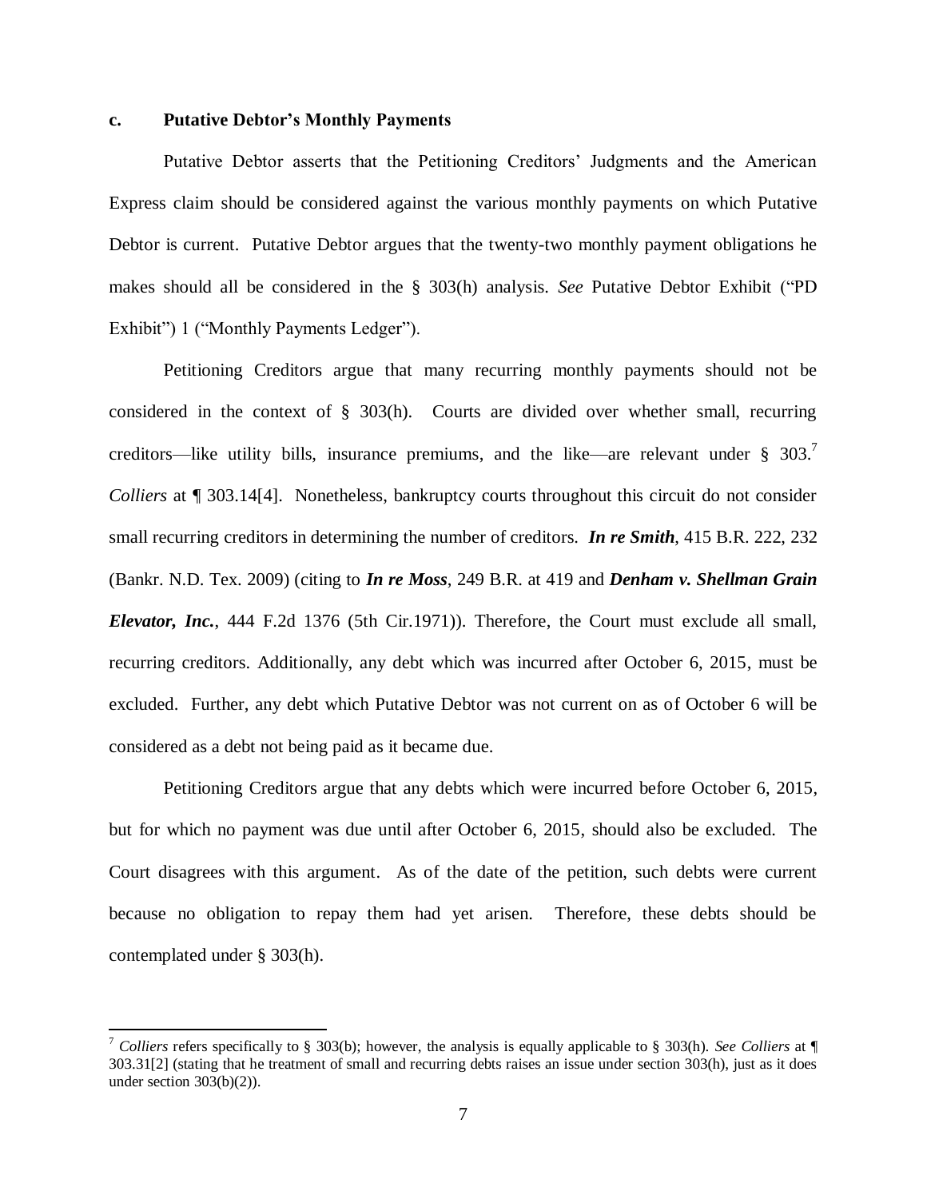### c. Putative Debtor's Monthly Payments

Putative Debtor asserts that the Petitioning Creditors' Judgments and the American Express claim should be considered against the various monthly payments on which Putative Debtor is current. Putative Debtor argues that the twenty-two monthly payment obligations he makes should all be considered in the § 303(h) analysis. *See* Putative Debtor Exhibit ("PD Exhibit") 1 ("Monthly Payments Ledger").

Petitioning Creditors argue that many recurring monthly payments should not be considered in the context of § 303(h). Courts are divided over whether small, recurring creditors—like utility bills, insurance premiums, and the like—are relevant under § 303.[7] *Colliers* at ¶ 303.14[4]. Nonetheless, bankruptcy courts throughout this circuit do not consider small recurring creditors in determining the number of creditors. ***In re Smith***, 415 B.R. 222, 232 (Bankr. N.D. Tex. 2009) (citing to ***In re Moss***, 249 B.R. at 419 and ***Denham v. Shellman Grain Elevator, Inc.***, 444 F.2d 1376 (5th Cir.1971)). Therefore, the Court must exclude all small, recurring creditors. Additionally, any debt which was incurred after October 6, 2015, must be excluded. Further, any debt which Putative Debtor was not current on as of October 6 will be considered as a debt not being paid as it became due.

Petitioning Creditors argue that any debts which were incurred before October 6, 2015, but for which no payment was due until after October 6, 2015, should also be excluded. The Court disagrees with this argument. As of the date of the petition, such debts were current because no obligation to repay them had yet arisen. Therefore, these debts should be contemplated under § 303(h).

---

[7] *Colliers* refers specifically to § 303(b); however, the analysis is equally applicable to § 303(h). *See Colliers* at ¶ 303.31[2] (stating that he treatment of small and recurring debts raises an issue under section 303(h), just as it does under section 303(b)(2)).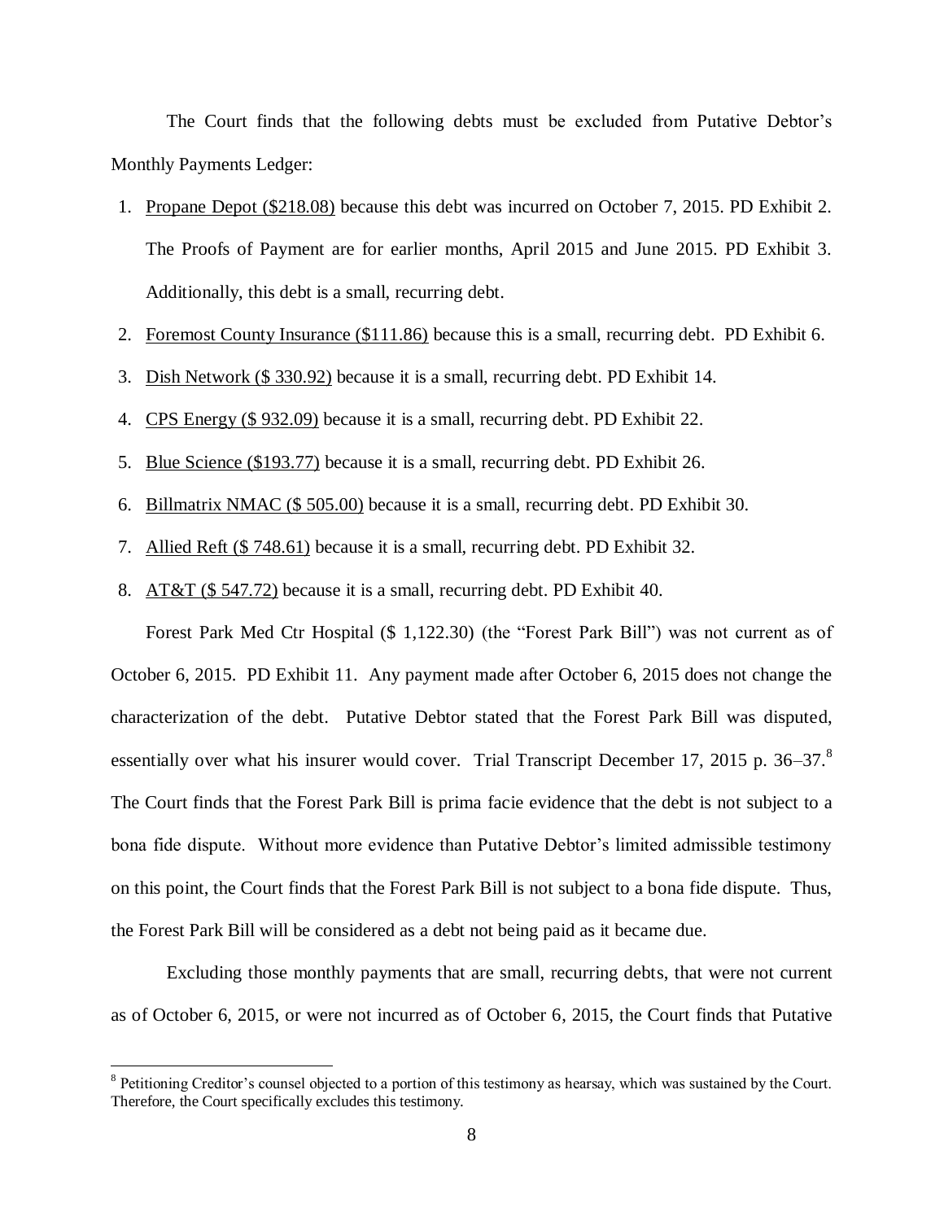The Court finds that the following debts must be excluded from Putative Debtor's Monthly Payments Ledger:

1. Propane Depot ($218.08) because this debt was incurred on October 7, 2015. PD Exhibit 2. The Proofs of Payment are for earlier months, April 2015 and June 2015. PD Exhibit 3. Additionally, this debt is a small, recurring debt.
2. Foremost County Insurance ($111.86) because this is a small, recurring debt. PD Exhibit 6.
3. Dish Network ($ 330.92) because it is a small, recurring debt. PD Exhibit 14.
4. CPS Energy ($ 932.09) because it is a small, recurring debt. PD Exhibit 22.
5. Blue Science ($193.77) because it is a small, recurring debt. PD Exhibit 26.
6. Billmatrix NMAC ($ 505.00) because it is a small, recurring debt. PD Exhibit 30.
7. Allied Reft ($ 748.61) because it is a small, recurring debt. PD Exhibit 32.
8. AT&T ($ 547.72) because it is a small, recurring debt. PD Exhibit 40.

Forest Park Med Ctr Hospital ($ 1,122.30) (the "Forest Park Bill") was not current as of October 6, 2015. PD Exhibit 11. Any payment made after October 6, 2015 does not change the characterization of the debt. Putative Debtor stated that the Forest Park Bill was disputed, essentially over what his insurer would cover. Trial Transcript December 17, 2015 p. 36–37.[8] The Court finds that the Forest Park Bill is prima facie evidence that the debt is not subject to a bona fide dispute. Without more evidence than Putative Debtor's limited admissible testimony on this point, the Court finds that the Forest Park Bill is not subject to a bona fide dispute. Thus, the Forest Park Bill will be considered as a debt not being paid as it became due.

Excluding those monthly payments that are small, recurring debts, that were not current as of October 6, 2015, or were not incurred as of October 6, 2015, the Court finds that Putative

[8] Petitioning Creditor's counsel objected to a portion of this testimony as hearsay, which was sustained by the Court. Therefore, the Court specifically excludes this testimony.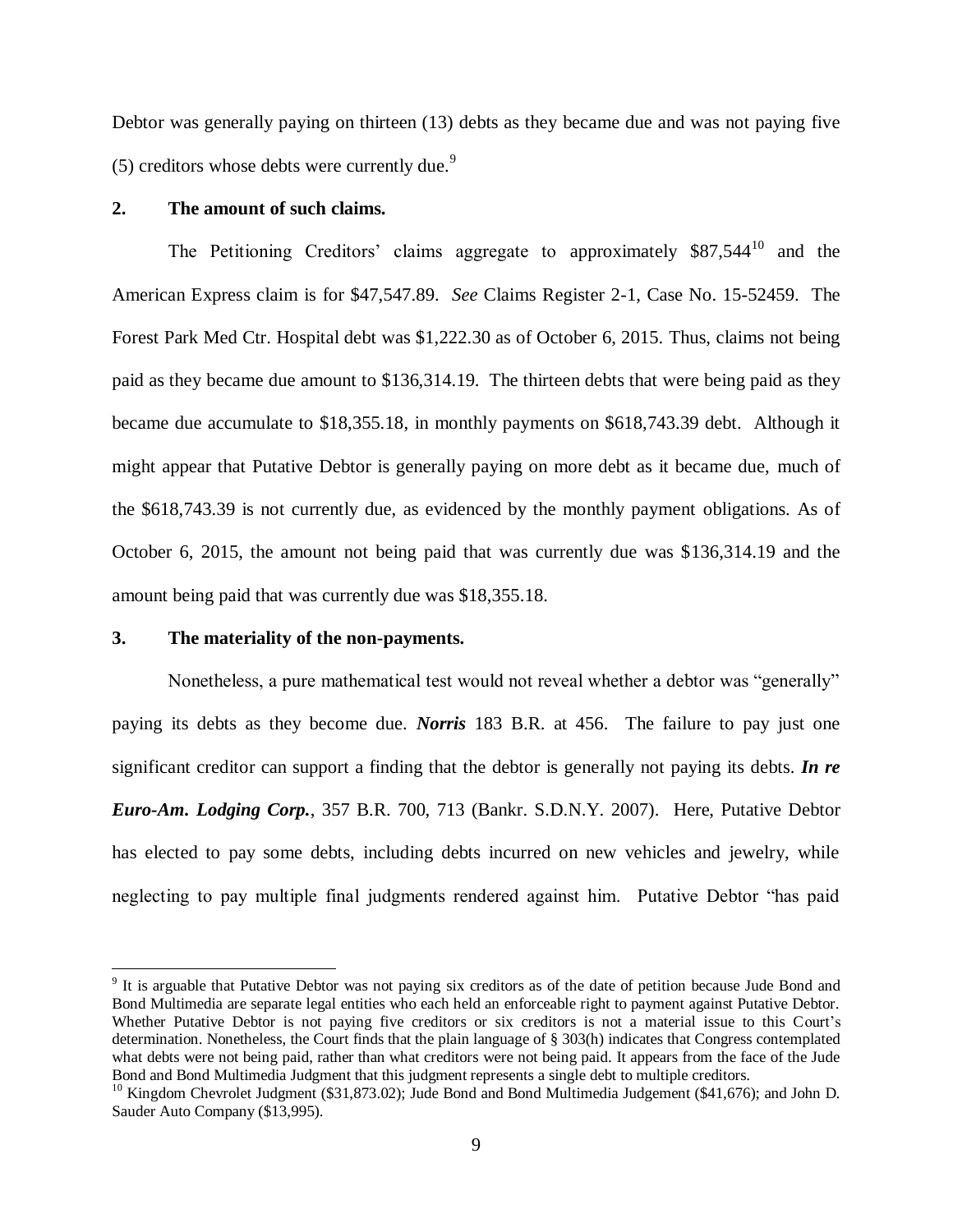Debtor was generally paying on thirteen (13) debts as they became due and was not paying five (5) creditors whose debts were currently due.[9]

**2. The amount of such claims.**

The Petitioning Creditors' claims aggregate to approximately $87,544[10] and the American Express claim is for $47,547.89. *See* Claims Register 2-1, Case No. 15-52459. The Forest Park Med Ctr. Hospital debt was $1,222.30 as of October 6, 2015. Thus, claims not being paid as they became due amount to $136,314.19. The thirteen debts that were being paid as they became due accumulate to $18,355.18, in monthly payments on $618,743.39 debt. Although it might appear that Putative Debtor is generally paying on more debt as it became due, much of the $618,743.39 is not currently due, as evidenced by the monthly payment obligations. As of October 6, 2015, the amount not being paid that was currently due was $136,314.19 and the amount being paid that was currently due was $18,355.18.

**3. The materiality of the non-payments.**

Nonetheless, a pure mathematical test would not reveal whether a debtor was "generally" paying its debts as they become due. ***Norris*** 183 B.R. at 456. The failure to pay just one significant creditor can support a finding that the debtor is generally not paying its debts. ***In re Euro-Am. Lodging Corp.***, 357 B.R. 700, 713 (Bankr. S.D.N.Y. 2007). Here, Putative Debtor has elected to pay some debts, including debts incurred on new vehicles and jewelry, while neglecting to pay multiple final judgments rendered against him. Putative Debtor "has paid

---

[9] It is arguable that Putative Debtor was not paying six creditors as of the date of petition because Jude Bond and Bond Multimedia are separate legal entities who each held an enforceable right to payment against Putative Debtor. Whether Putative Debtor is not paying five creditors or six creditors is not a material issue to this Court's determination. Nonetheless, the Court finds that the plain language of § 303(h) indicates that Congress contemplated what debts were not being paid, rather than what creditors were not being paid. It appears from the face of the Jude Bond and Bond Multimedia Judgment that this judgment represents a single debt to multiple creditors.

[10] Kingdom Chevrolet Judgment ($31,873.02); Jude Bond and Bond Multimedia Judgement ($41,676); and John D. Sauder Auto Company ($13,995).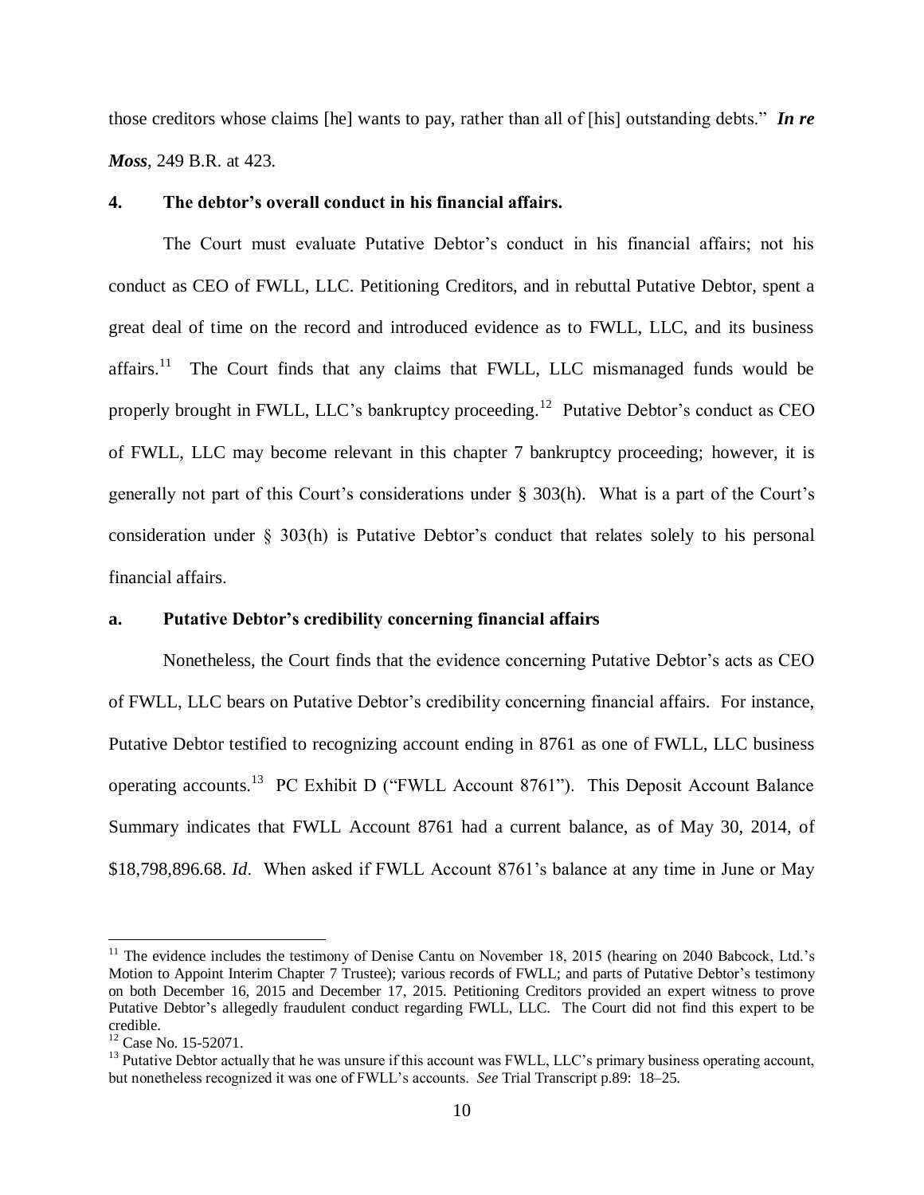those creditors whose claims [he] wants to pay, rather than all of [his] outstanding debts." ***In re Moss***, 249 B.R. at 423.

**4. The debtor's overall conduct in his financial affairs.**

The Court must evaluate Putative Debtor's conduct in his financial affairs; not his conduct as CEO of FWLL, LLC. Petitioning Creditors, and in rebuttal Putative Debtor, spent a great deal of time on the record and introduced evidence as to FWLL, LLC, and its business affairs.[11] The Court finds that any claims that FWLL, LLC mismanaged funds would be properly brought in FWLL, LLC's bankruptcy proceeding.[12] Putative Debtor's conduct as CEO of FWLL, LLC may become relevant in this chapter 7 bankruptcy proceeding; however, it is generally not part of this Court's considerations under § 303(h). What is a part of the Court's consideration under § 303(h) is Putative Debtor's conduct that relates solely to his personal financial affairs.

**a. Putative Debtor's credibility concerning financial affairs**

Nonetheless, the Court finds that the evidence concerning Putative Debtor's acts as CEO of FWLL, LLC bears on Putative Debtor's credibility concerning financial affairs. For instance, Putative Debtor testified to recognizing account ending in 8761 as one of FWLL, LLC business operating accounts.[13] PC Exhibit D ("FWLL Account 8761"). This Deposit Account Balance Summary indicates that FWLL Account 8761 had a current balance, as of May 30, 2014, of $18,798,896.68. *Id*. When asked if FWLL Account 8761's balance at any time in June or May

---

[11] The evidence includes the testimony of Denise Cantu on November 18, 2015 (hearing on 2040 Babcock, Ltd.'s Motion to Appoint Interim Chapter 7 Trustee); various records of FWLL; and parts of Putative Debtor's testimony on both December 16, 2015 and December 17, 2015. Petitioning Creditors provided an expert witness to prove Putative Debtor's allegedly fraudulent conduct regarding FWLL, LLC. The Court did not find this expert to be credible.

[12] Case No. 15-52071.

[13] Putative Debtor actually that he was unsure if this account was FWLL, LLC's primary business operating account, but nonetheless recognized it was one of FWLL's accounts. *See* Trial Transcript p.89: 18–25.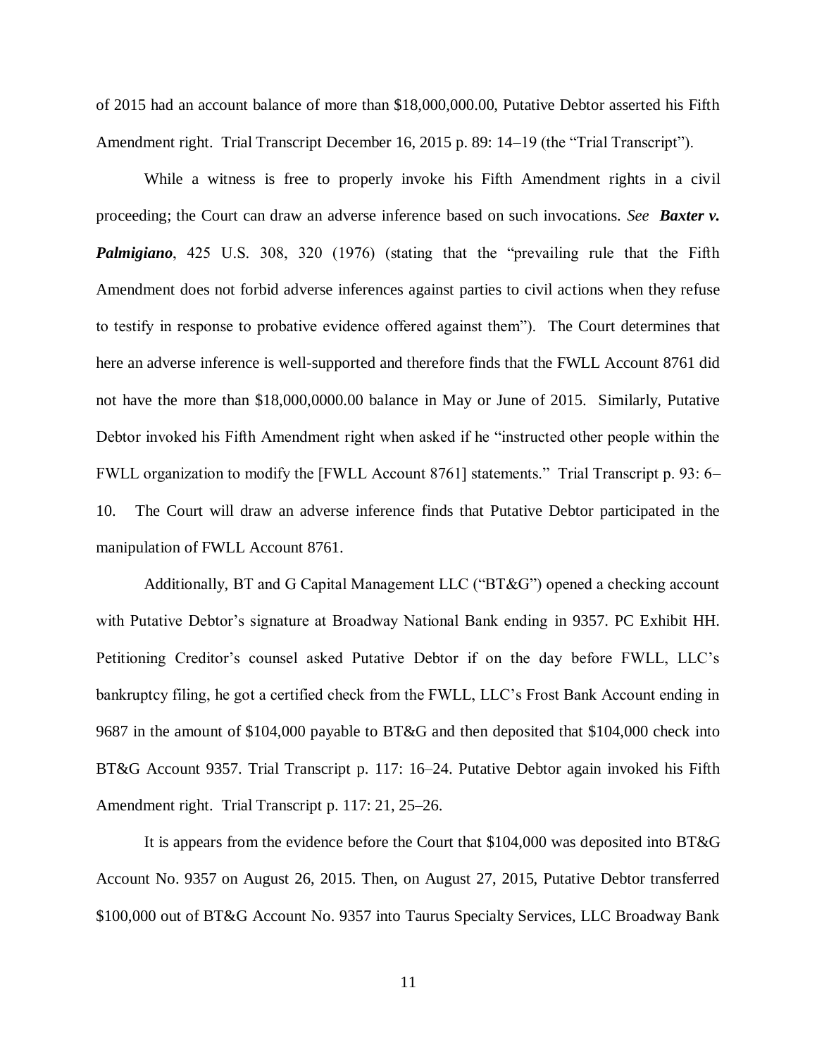of 2015 had an account balance of more than $18,000,000.00, Putative Debtor asserted his Fifth Amendment right. Trial Transcript December 16, 2015 p. 89: 14–19 (the "Trial Transcript").

While a witness is free to properly invoke his Fifth Amendment rights in a civil proceeding; the Court can draw an adverse inference based on such invocations. *See* ***Baxter v. Palmigiano***, 425 U.S. 308, 320 (1976) (stating that the "prevailing rule that the Fifth Amendment does not forbid adverse inferences against parties to civil actions when they refuse to testify in response to probative evidence offered against them"). The Court determines that here an adverse inference is well-supported and therefore finds that the FWLL Account 8761 did not have the more than $18,000,0000.00 balance in May or June of 2015. Similarly, Putative Debtor invoked his Fifth Amendment right when asked if he "instructed other people within the FWLL organization to modify the [FWLL Account 8761] statements." Trial Transcript p. 93: 6–10. The Court will draw an adverse inference finds that Putative Debtor participated in the manipulation of FWLL Account 8761.

Additionally, BT and G Capital Management LLC ("BT&G") opened a checking account with Putative Debtor's signature at Broadway National Bank ending in 9357. PC Exhibit HH. Petitioning Creditor's counsel asked Putative Debtor if on the day before FWLL, LLC's bankruptcy filing, he got a certified check from the FWLL, LLC's Frost Bank Account ending in 9687 in the amount of $104,000 payable to BT&G and then deposited that $104,000 check into BT&G Account 9357. Trial Transcript p. 117: 16–24. Putative Debtor again invoked his Fifth Amendment right. Trial Transcript p. 117: 21, 25–26.

It is appears from the evidence before the Court that $104,000 was deposited into BT&G Account No. 9357 on August 26, 2015. Then, on August 27, 2015, Putative Debtor transferred $100,000 out of BT&G Account No. 9357 into Taurus Specialty Services, LLC Broadway Bank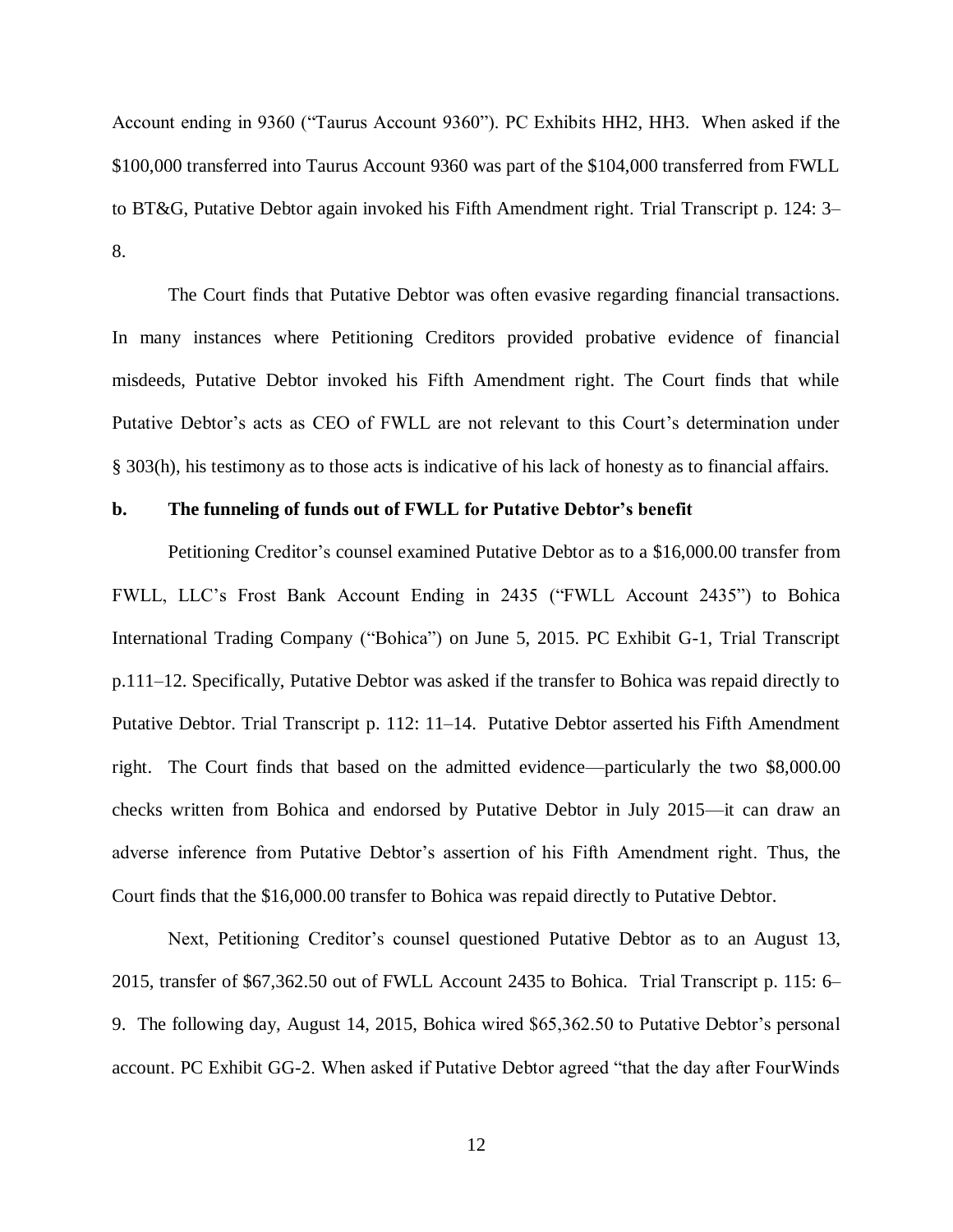Account ending in 9360 ("Taurus Account 9360"). PC Exhibits HH2, HH3. When asked if the $100,000 transferred into Taurus Account 9360 was part of the $104,000 transferred from FWLL to BT&G, Putative Debtor again invoked his Fifth Amendment right. Trial Transcript p. 124: 3–8.

The Court finds that Putative Debtor was often evasive regarding financial transactions. In many instances where Petitioning Creditors provided probative evidence of financial misdeeds, Putative Debtor invoked his Fifth Amendment right. The Court finds that while Putative Debtor's acts as CEO of FWLL are not relevant to this Court's determination under § 303(h), his testimony as to those acts is indicative of his lack of honesty as to financial affairs.

**b. The funneling of funds out of FWLL for Putative Debtor's benefit**

Petitioning Creditor's counsel examined Putative Debtor as to a $16,000.00 transfer from FWLL, LLC's Frost Bank Account Ending in 2435 ("FWLL Account 2435") to Bohica International Trading Company ("Bohica") on June 5, 2015. PC Exhibit G-1, Trial Transcript p.111–12. Specifically, Putative Debtor was asked if the transfer to Bohica was repaid directly to Putative Debtor. Trial Transcript p. 112: 11–14. Putative Debtor asserted his Fifth Amendment right. The Court finds that based on the admitted evidence—particularly the two $8,000.00 checks written from Bohica and endorsed by Putative Debtor in July 2015—it can draw an adverse inference from Putative Debtor's assertion of his Fifth Amendment right. Thus, the Court finds that the $16,000.00 transfer to Bohica was repaid directly to Putative Debtor.

Next, Petitioning Creditor's counsel questioned Putative Debtor as to an August 13, 2015, transfer of $67,362.50 out of FWLL Account 2435 to Bohica. Trial Transcript p. 115: 6–9. The following day, August 14, 2015, Bohica wired $65,362.50 to Putative Debtor's personal account. PC Exhibit GG-2. When asked if Putative Debtor agreed "that the day after FourWinds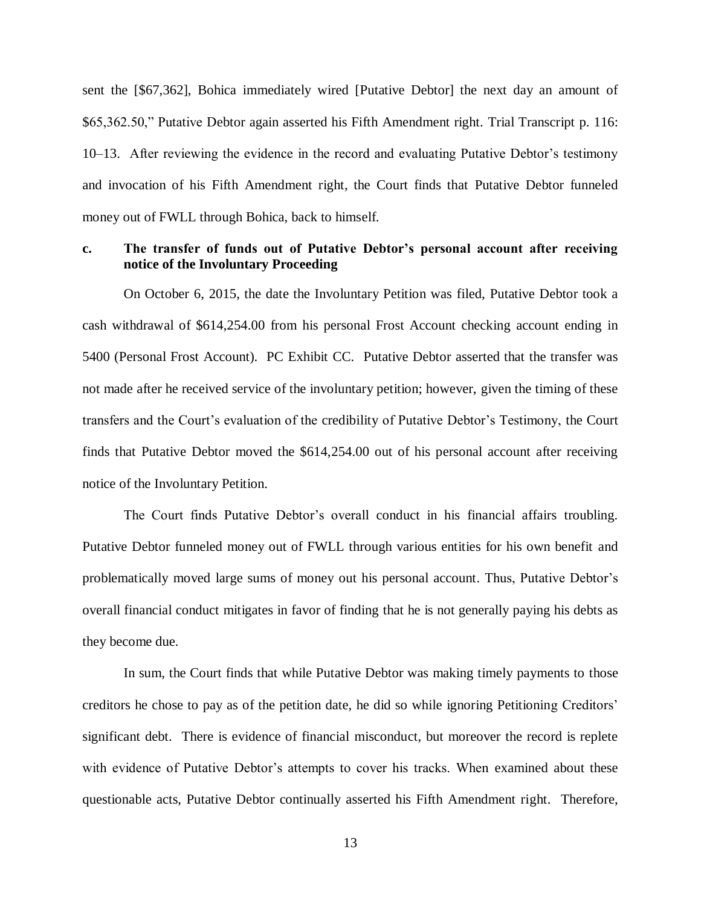sent the [$67,362], Bohica immediately wired [Putative Debtor] the next day an amount of $65,362.50," Putative Debtor again asserted his Fifth Amendment right. Trial Transcript p. 116: 10–13. After reviewing the evidence in the record and evaluating Putative Debtor's testimony and invocation of his Fifth Amendment right, the Court finds that Putative Debtor funneled money out of FWLL through Bohica, back to himself.

**c. The transfer of funds out of Putative Debtor's personal account after receiving notice of the Involuntary Proceeding**

On October 6, 2015, the date the Involuntary Petition was filed, Putative Debtor took a cash withdrawal of $614,254.00 from his personal Frost Account checking account ending in 5400 (Personal Frost Account). PC Exhibit CC. Putative Debtor asserted that the transfer was not made after he received service of the involuntary petition; however, given the timing of these transfers and the Court's evaluation of the credibility of Putative Debtor's Testimony, the Court finds that Putative Debtor moved the $614,254.00 out of his personal account after receiving notice of the Involuntary Petition.

The Court finds Putative Debtor's overall conduct in his financial affairs troubling. Putative Debtor funneled money out of FWLL through various entities for his own benefit and problematically moved large sums of money out his personal account. Thus, Putative Debtor's overall financial conduct mitigates in favor of finding that he is not generally paying his debts as they become due.

In sum, the Court finds that while Putative Debtor was making timely payments to those creditors he chose to pay as of the petition date, he did so while ignoring Petitioning Creditors' significant debt. There is evidence of financial misconduct, but moreover the record is replete with evidence of Putative Debtor's attempts to cover his tracks. When examined about these questionable acts, Putative Debtor continually asserted his Fifth Amendment right. Therefore,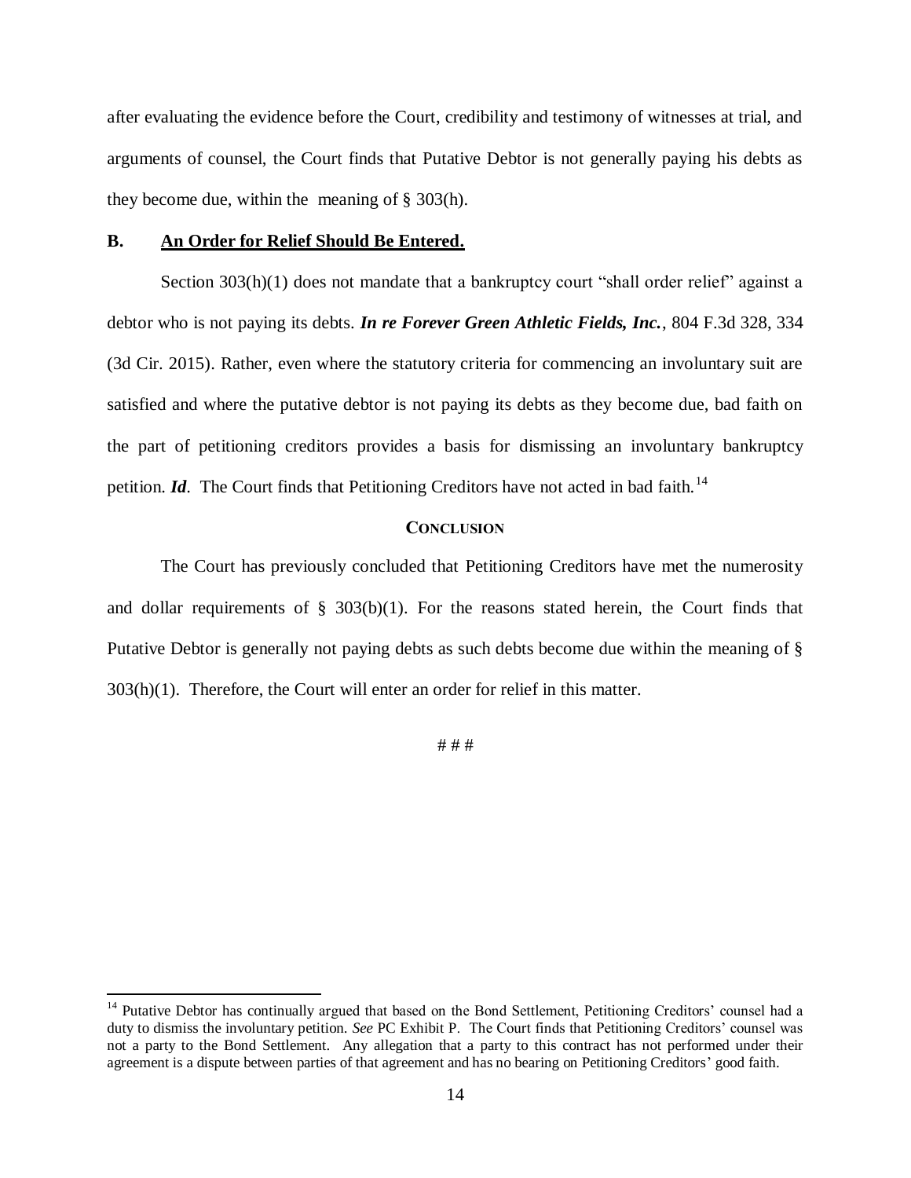after evaluating the evidence before the Court, credibility and testimony of witnesses at trial, and arguments of counsel, the Court finds that Putative Debtor is not generally paying his debts as they become due, within the meaning of § 303(h).

### B. An Order for Relief Should Be Entered.

Section 303(h)(1) does not mandate that a bankruptcy court "shall order relief" against a debtor who is not paying its debts. ***In re Forever Green Athletic Fields, Inc.***, 804 F.3d 328, 334 (3d Cir. 2015). Rather, even where the statutory criteria for commencing an involuntary suit are satisfied and where the putative debtor is not paying its debts as they become due, bad faith on the part of petitioning creditors provides a basis for dismissing an involuntary bankruptcy petition. ***Id***. The Court finds that Petitioning Creditors have not acted in bad faith.[14]

## CONCLUSION

The Court has previously concluded that Petitioning Creditors have met the numerosity and dollar requirements of § 303(b)(1). For the reasons stated herein, the Court finds that Putative Debtor is generally not paying debts as such debts become due within the meaning of § 303(h)(1). Therefore, the Court will enter an order for relief in this matter.

# # #

[14] Putative Debtor has continually argued that based on the Bond Settlement, Petitioning Creditors' counsel had a duty to dismiss the involuntary petition. *See* PC Exhibit P. The Court finds that Petitioning Creditors' counsel was not a party to the Bond Settlement. Any allegation that a party to this contract has not performed under their agreement is a dispute between parties of that agreement and has no bearing on Petitioning Creditors' good faith.